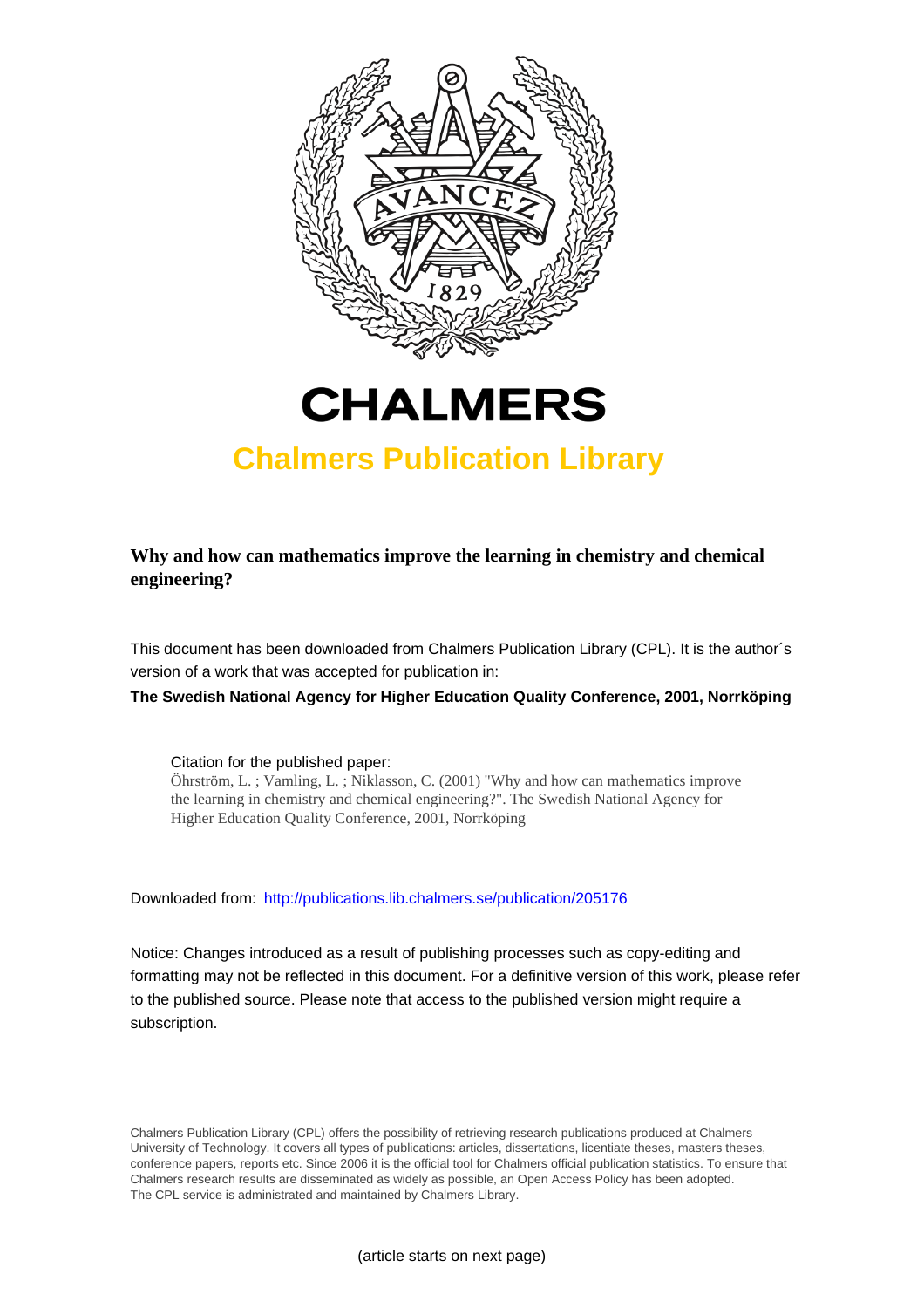# CHALMERS

## Chalmers Publication Library

**Why and how can mathematics improve the learning in chemistry and chemical engineering?**

This document has been downloaded from Chalmers Publication Library (CPL). It is the author´s version of a work that was accepted for publication in:

**The Swedish National Agency for Higher Education Quality Conference, 2001, Norrköping**

Citation for the published paper:
Öhrström, L. ; Vamling, L. ; Niklasson, C. (2001) "Why and how can mathematics improve the learning in chemistry and chemical engineering?". The Swedish National Agency for Higher Education Quality Conference, 2001, Norrköping

Downloaded from: http://publications.lib.chalmers.se/publication/205176

Notice: Changes introduced as a result of publishing processes such as copy-editing and formatting may not be reflected in this document. For a definitive version of this work, please refer to the published source. Please note that access to the published version might require a subscription.

Chalmers Publication Library (CPL) offers the possibility of retrieving research publications produced at Chalmers University of Technology. It covers all types of publications: articles, dissertations, licentiate theses, masters theses, conference papers, reports etc. Since 2006 it is the official tool for Chalmers official publication statistics. To ensure that Chalmers research results are disseminated as widely as possible, an Open Access Policy has been adopted. The CPL service is administrated and maintained by Chalmers Library.

(article starts on next page)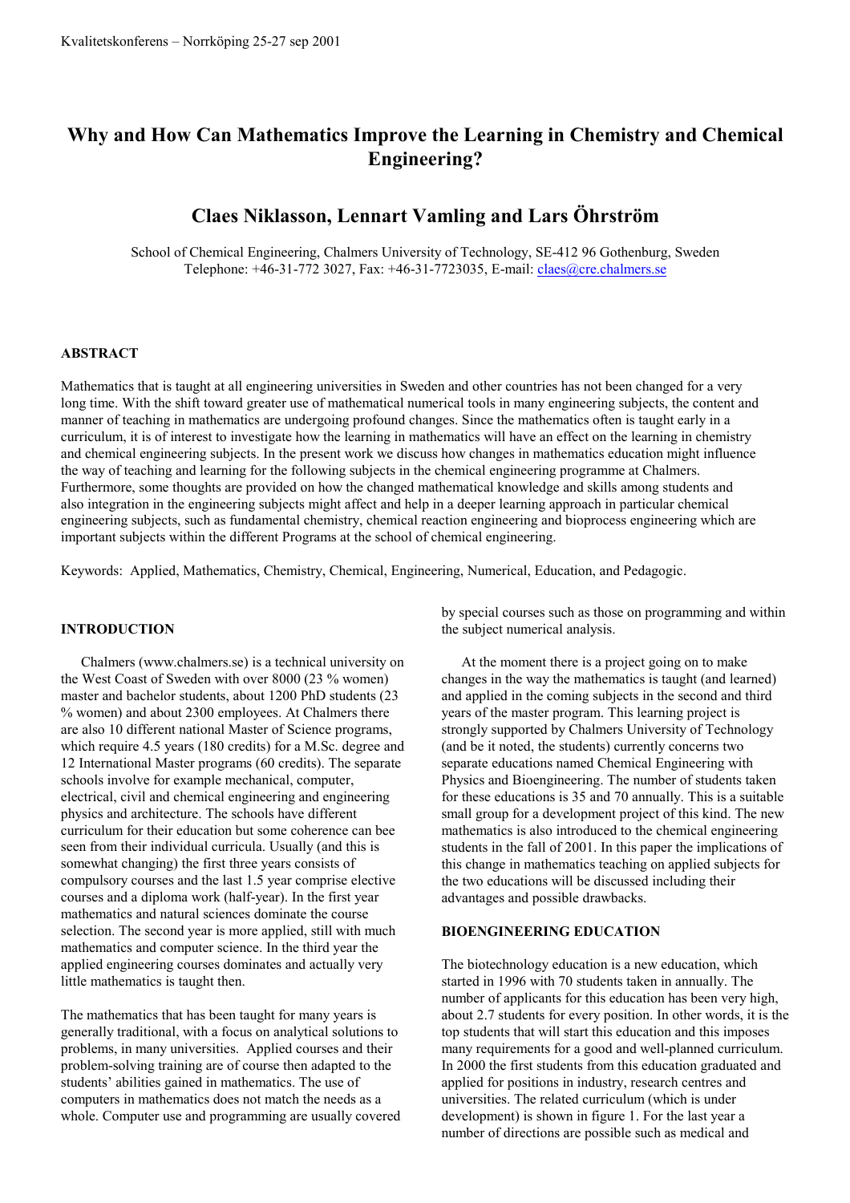Kvalitetskonferens – Norrköping 25-27 sep 2001

# Why and How Can Mathematics Improve the Learning in Chemistry and Chemical Engineering?

## Claes Niklasson, Lennart Vamling and Lars Öhrström

School of Chemical Engineering, Chalmers University of Technology, SE-412 96 Gothenburg, Sweden
Telephone: +46-31-772 3027, Fax: +46-31-7723035, E-mail: claes@cre.chalmers.se

### ABSTRACT

Mathematics that is taught at all engineering universities in Sweden and other countries has not been changed for a very long time. With the shift toward greater use of mathematical numerical tools in many engineering subjects, the content and manner of teaching in mathematics are undergoing profound changes. Since the mathematics often is taught early in a curriculum, it is of interest to investigate how the learning in mathematics will have an effect on the learning in chemistry and chemical engineering subjects. In the present work we discuss how changes in mathematics education might influence the way of teaching and learning for the following subjects in the chemical engineering programme at Chalmers. Furthermore, some thoughts are provided on how the changed mathematical knowledge and skills among students and also integration in the engineering subjects might affect and help in a deeper learning approach in particular chemical engineering subjects, such as fundamental chemistry, chemical reaction engineering and bioprocess engineering which are important subjects within the different Programs at the school of chemical engineering.

Keywords: Applied, Mathematics, Chemistry, Chemical, Engineering, Numerical, Education, and Pedagogic.

### INTRODUCTION

Chalmers (www.chalmers.se) is a technical university on the West Coast of Sweden with over 8000 (23 % women) master and bachelor students, about 1200 PhD students (23 % women) and about 2300 employees. At Chalmers there are also 10 different national Master of Science programs, which require 4.5 years (180 credits) for a M.Sc. degree and 12 International Master programs (60 credits). The separate schools involve for example mechanical, computer, electrical, civil and chemical engineering and engineering physics and architecture. The schools have different curriculum for their education but some coherence can bee seen from their individual curricula. Usually (and this is somewhat changing) the first three years consists of compulsory courses and the last 1.5 year comprise elective courses and a diploma work (half-year). In the first year mathematics and natural sciences dominate the course selection. The second year is more applied, still with much mathematics and computer science. In the third year the applied engineering courses dominates and actually very little mathematics is taught then.

The mathematics that has been taught for many years is generally traditional, with a focus on analytical solutions to problems, in many universities. Applied courses and their problem-solving training are of course then adapted to the students' abilities gained in mathematics. The use of computers in mathematics does not match the needs as a whole. Computer use and programming are usually covered by special courses such as those on programming and within the subject numerical analysis.

At the moment there is a project going on to make changes in the way the mathematics is taught (and learned) and applied in the coming subjects in the second and third years of the master program. This learning project is strongly supported by Chalmers University of Technology (and be it noted, the students) currently concerns two separate educations named Chemical Engineering with Physics and Bioengineering. The number of students taken for these educations is 35 and 70 annually. This is a suitable small group for a development project of this kind. The new mathematics is also introduced to the chemical engineering students in the fall of 2001. In this paper the implications of this change in mathematics teaching on applied subjects for the two educations will be discussed including their advantages and possible drawbacks.

### BIOENGINEERING EDUCATION

The biotechnology education is a new education, which started in 1996 with 70 students taken in annually. The number of applicants for this education has been very high, about 2.7 students for every position. In other words, it is the top students that will start this education and this imposes many requirements for a good and well-planned curriculum. In 2000 the first students from this education graduated and applied for positions in industry, research centres and universities. The related curriculum (which is under development) is shown in figure 1. For the last year a number of directions are possible such as medical and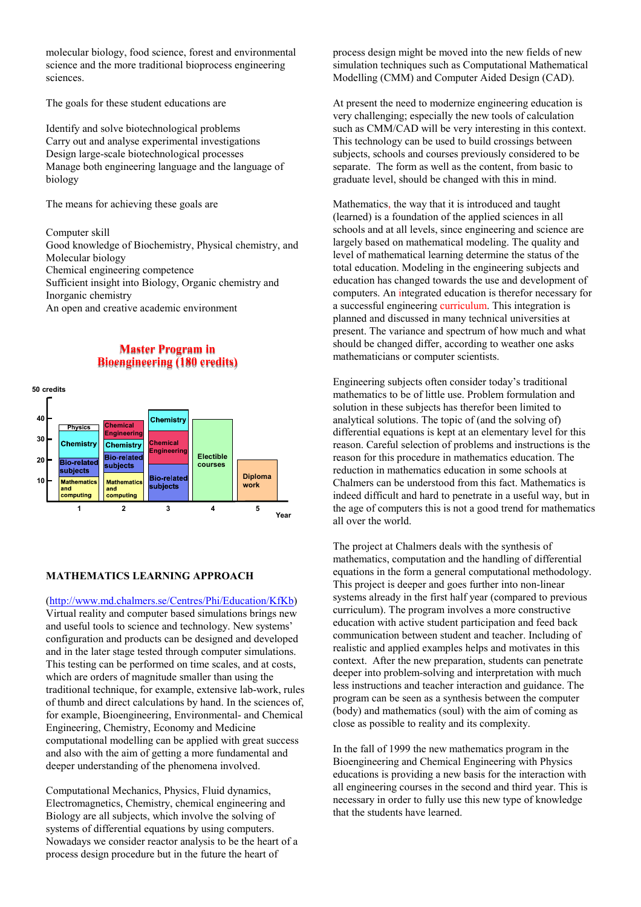molecular biology, food science, forest and environmental science and the more traditional bioprocess engineering sciences.

The goals for these student educations are

Identify and solve biotechnological problems
Carry out and analyse experimental investigations
Design large-scale biotechnological processes
Manage both engineering language and the language of biology

The means for achieving these goals are

Computer skill
Good knowledge of Biochemistry, Physical chemistry, and Molecular biology
Chemical engineering competence
Sufficient insight into Biology, Organic chemistry and Inorganic chemistry
An open and creative academic environment

**Master Program in Bioengineering (180 credits)**

## MATHEMATICS LEARNING APPROACH

(http://www.md.chalmers.se/Centres/Phi/Education/KfKb)
Virtual reality and computer based simulations brings new and useful tools to science and technology. New systems' configuration and products can be designed and developed and in the later stage tested through computer simulations. This testing can be performed on time scales, and at costs, which are orders of magnitude smaller than using the traditional technique, for example, extensive lab-work, rules of thumb and direct calculations by hand. In the sciences of, for example, Bioengineering, Environmental- and Chemical Engineering, Chemistry, Economy and Medicine computational modelling can be applied with great success and also with the aim of getting a more fundamental and deeper understanding of the phenomena involved.

Computational Mechanics, Physics, Fluid dynamics, Electromagnetics, Chemistry, chemical engineering and Biology are all subjects, which involve the solving of systems of differential equations by using computers. Nowadays we consider reactor analysis to be the heart of a process design procedure but in the future the heart of process design might be moved into the new fields of new simulation techniques such as Computational Mathematical Modelling (CMM) and Computer Aided Design (CAD).

At present the need to modernize engineering education is very challenging; especially the new tools of calculation such as CMM/CAD will be very interesting in this context. This technology can be used to build crossings between subjects, schools and courses previously considered to be separate. The form as well as the content, from basic to graduate level, should be changed with this in mind.

Mathematics, the way that it is introduced and taught (learned) is a foundation of the applied sciences in all schools and at all levels, since engineering and science are largely based on mathematical modeling. The quality and level of mathematical learning determine the status of the total education. Modeling in the engineering subjects and education has changed towards the use and development of computers. An integrated education is therefor necessary for a successful engineering curriculum. This integration is planned and discussed in many technical universities at present. The variance and spectrum of how much and what should be changed differ, according to weather one asks mathematicians or computer scientists.

Engineering subjects often consider today's traditional mathematics to be of little use. Problem formulation and solution in these subjects has therefor been limited to analytical solutions. The topic of (and the solving of) differential equations is kept at an elementary level for this reason. Careful selection of problems and instructions is the reason for this procedure in mathematics education. The reduction in mathematics education in some schools at Chalmers can be understood from this fact. Mathematics is indeed difficult and hard to penetrate in a useful way, but in the age of computers this is not a good trend for mathematics all over the world.

The project at Chalmers deals with the synthesis of mathematics, computation and the handling of differential equations in the form a general computational methodology. This project is deeper and goes further into non-linear systems already in the first half year (compared to previous curriculum). The program involves a more constructive education with active student participation and feed back communication between student and teacher. Including of realistic and applied examples helps and motivates in this context. After the new preparation, students can penetrate deeper into problem-solving and interpretation with much less instructions and teacher interaction and guidance. The program can be seen as a synthesis between the computer (body) and mathematics (soul) with the aim of coming as close as possible to reality and its complexity.

In the fall of 1999 the new mathematics program in the Bioengineering and Chemical Engineering with Physics educations is providing a new basis for the interaction with all engineering courses in the second and third year. This is necessary in order to fully use this new type of knowledge that the students have learned.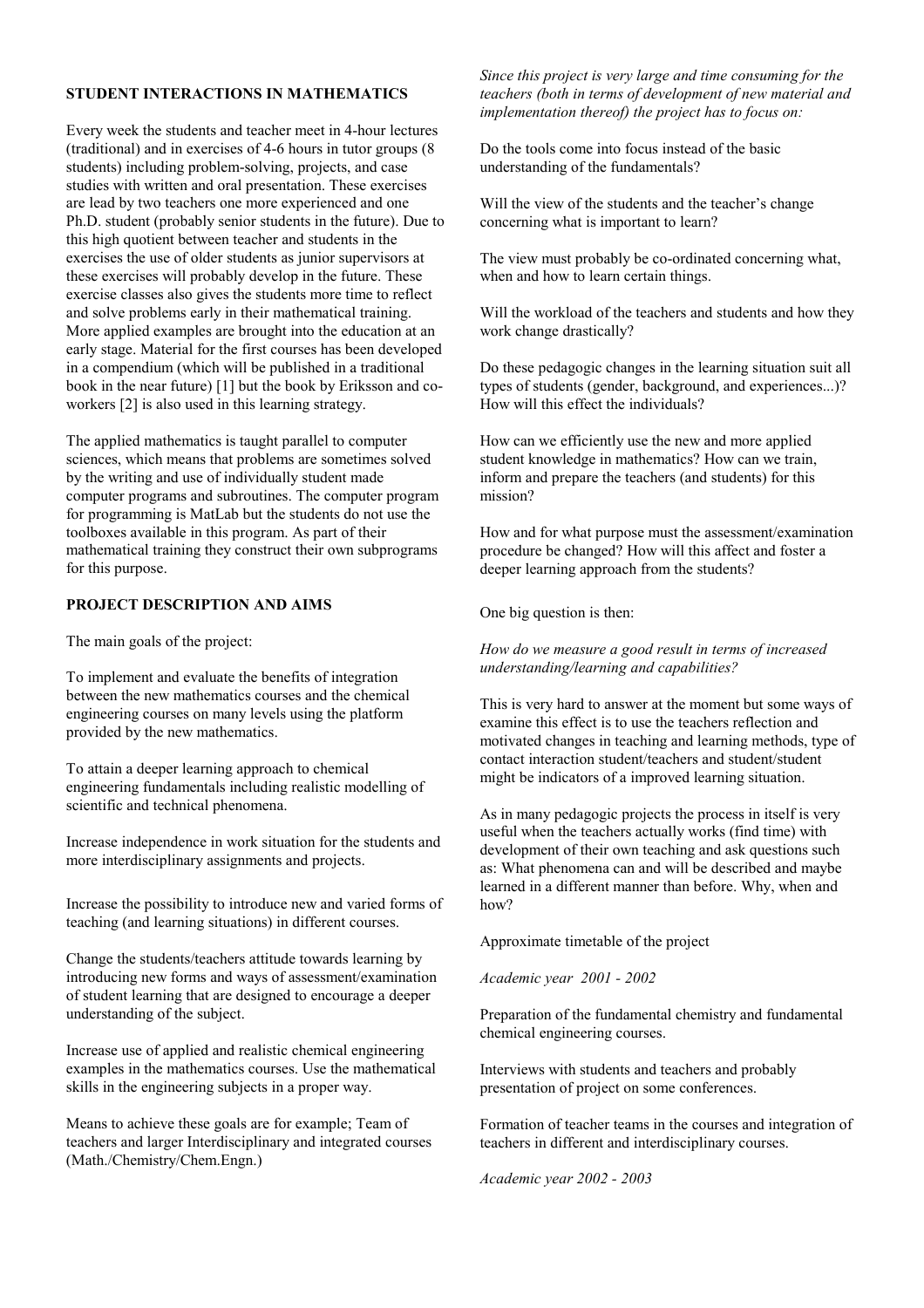## STUDENT INTERACTIONS IN MATHEMATICS

Every week the students and teacher meet in 4-hour lectures (traditional) and in exercises of 4-6 hours in tutor groups (8 students) including problem-solving, projects, and case studies with written and oral presentation. These exercises are lead by two teachers one more experienced and one Ph.D. student (probably senior students in the future). Due to this high quotient between teacher and students in the exercises the use of older students as junior supervisors at these exercises will probably develop in the future. These exercise classes also gives the students more time to reflect and solve problems early in their mathematical training. More applied examples are brought into the education at an early stage. Material for the first courses has been developed in a compendium (which will be published in a traditional book in the near future) [1] but the book by Eriksson and co-workers [2] is also used in this learning strategy.

The applied mathematics is taught parallel to computer sciences, which means that problems are sometimes solved by the writing and use of individually student made computer programs and subroutines. The computer program for programming is MatLab but the students do not use the toolboxes available in this program. As part of their mathematical training they construct their own subprograms for this purpose.

## PROJECT DESCRIPTION AND AIMS

The main goals of the project:

To implement and evaluate the benefits of integration between the new mathematics courses and the chemical engineering courses on many levels using the platform provided by the new mathematics.

To attain a deeper learning approach to chemical engineering fundamentals including realistic modelling of scientific and technical phenomena.

Increase independence in work situation for the students and more interdisciplinary assignments and projects.

Increase the possibility to introduce new and varied forms of teaching (and learning situations) in different courses.

Change the students/teachers attitude towards learning by introducing new forms and ways of assessment/examination of student learning that are designed to encourage a deeper understanding of the subject.

Increase use of applied and realistic chemical engineering examples in the mathematics courses. Use the mathematical skills in the engineering subjects in a proper way.

Means to achieve these goals are for example; Team of teachers and larger Interdisciplinary and integrated courses (Math./Chemistry/Chem.Engn.)

*Since this project is very large and time consuming for the teachers (both in terms of development of new material and implementation thereof) the project has to focus on:*

Do the tools come into focus instead of the basic understanding of the fundamentals?

Will the view of the students and the teacher's change concerning what is important to learn?

The view must probably be co-ordinated concerning what, when and how to learn certain things.

Will the workload of the teachers and students and how they work change drastically?

Do these pedagogic changes in the learning situation suit all types of students (gender, background, and experiences...)? How will this effect the individuals?

How can we efficiently use the new and more applied student knowledge in mathematics? How can we train, inform and prepare the teachers (and students) for this mission?

How and for what purpose must the assessment/examination procedure be changed? How will this affect and foster a deeper learning approach from the students?

One big question is then:

*How do we measure a good result in terms of increased understanding/learning and capabilities?*

This is very hard to answer at the moment but some ways of examine this effect is to use the teachers reflection and motivated changes in teaching and learning methods, type of contact interaction student/teachers and student/student might be indicators of a improved learning situation.

As in many pedagogic projects the process in itself is very useful when the teachers actually works (find time) with development of their own teaching and ask questions such as: What phenomena can and will be described and maybe learned in a different manner than before. Why, when and how?

Approximate timetable of the project

*Academic year 2001 - 2002*

Preparation of the fundamental chemistry and fundamental chemical engineering courses.

Interviews with students and teachers and probably presentation of project on some conferences.

Formation of teacher teams in the courses and integration of teachers in different and interdisciplinary courses.

*Academic year 2002 - 2003*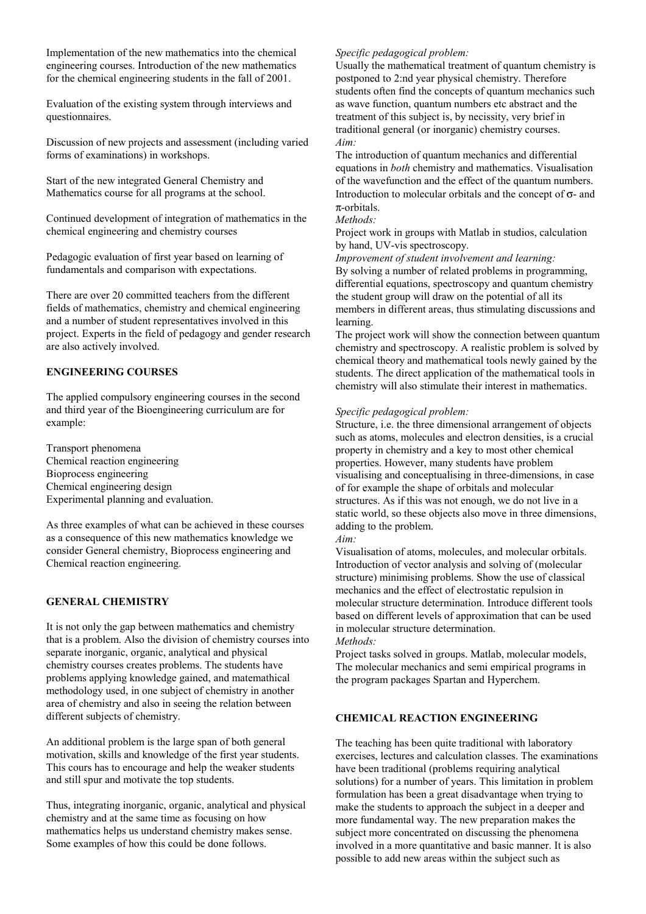Implementation of the new mathematics into the chemical engineering courses. Introduction of the new mathematics for the chemical engineering students in the fall of 2001.

Evaluation of the existing system through interviews and questionnaires.

Discussion of new projects and assessment (including varied forms of examinations) in workshops.

Start of the new integrated General Chemistry and Mathematics course for all programs at the school.

Continued development of integration of mathematics in the chemical engineering and chemistry courses

Pedagogic evaluation of first year based on learning of fundamentals and comparison with expectations.

There are over 20 committed teachers from the different fields of mathematics, chemistry and chemical engineering and a number of student representatives involved in this project. Experts in the field of pedagogy and gender research are also actively involved.

## ENGINEERING COURSES

The applied compulsory engineering courses in the second and third year of the Bioengineering curriculum are for example:

Transport phenomena
Chemical reaction engineering
Bioprocess engineering
Chemical engineering design
Experimental planning and evaluation.

As three examples of what can be achieved in these courses as a consequence of this new mathematics knowledge we consider General chemistry, Bioprocess engineering and Chemical reaction engineering.

## GENERAL CHEMISTRY

It is not only the gap between mathematics and chemistry that is a problem. Also the division of chemistry courses into separate inorganic, organic, analytical and physical chemistry courses creates problems. The students have problems applying knowledge gained, and matemathical methodology used, in one subject of chemistry in another area of chemistry and also in seeing the relation between different subjects of chemistry.

An additional problem is the large span of both general motivation, skills and knowledge of the first year students. This cours has to encourage and help the weaker students and still spur and motivate the top students.

Thus, integrating inorganic, organic, analytical and physical chemistry and at the same time as focusing on how mathematics helps us understand chemistry makes sense. Some examples of how this could be done follows.

*Specific pedagogical problem:*
Usually the mathematical treatment of quantum chemistry is postponed to 2:nd year physical chemistry. Therefore students often find the concepts of quantum mechanics such as wave function, quantum numbers etc abstract and the treatment of this subject is, by necissity, very brief in traditional general (or inorganic) chemistry courses.
*Aim:*
The introduction of quantum mechanics and differential equations in *both* chemistry and mathematics. Visualisation of the wavefunction and the effect of the quantum numbers. Introduction to molecular orbitals and the concept of $\sigma$- and $\pi$-orbitals.
*Methods:*
Project work in groups with Matlab in studios, calculation by hand, UV-vis spectroscopy.
*Improvement of student involvement and learning:*
By solving a number of related problems in programming, differential equations, spectroscopy and quantum chemistry the student group will draw on the potential of all its members in different areas, thus stimulating discussions and learning.
The project work will show the connection between quantum chemistry and spectroscopy. A realistic problem is solved by chemical theory and mathematical tools newly gained by the students. The direct application of the mathematical tools in chemistry will also stimulate their interest in mathematics.

*Specific pedagogical problem:*
Structure, i.e. the three dimensional arrangement of objects such as atoms, molecules and electron densities, is a crucial property in chemistry and a key to most other chemical properties. However, many students have problem visualising and conceptualising in three-dimensions, in case of for example the shape of orbitals and molecular structures. As if this was not enough, we do not live in a static world, so these objects also move in three dimensions, adding to the problem.
*Aim:*
Visualisation of atoms, molecules, and molecular orbitals. Introduction of vector analysis and solving of (molecular structure) minimising problems. Show the use of classical mechanics and the effect of electrostatic repulsion in molecular structure determination. Introduce different tools based on different levels of approximation that can be used in molecular structure determination.
*Methods:*
Project tasks solved in groups. Matlab, molecular models, The molecular mechanics and semi empirical programs in the program packages Spartan and Hyperchem.

## CHEMICAL REACTION ENGINEERING

The teaching has been quite traditional with laboratory exercises, lectures and calculation classes. The examinations have been traditional (problems requiring analytical solutions) for a number of years. This limitation in problem formulation has been a great disadvantage when trying to make the students to approach the subject in a deeper and more fundamental way. The new preparation makes the subject more concentrated on discussing the phenomena involved in a more quantitative and basic manner. It is also possible to add new areas within the subject such as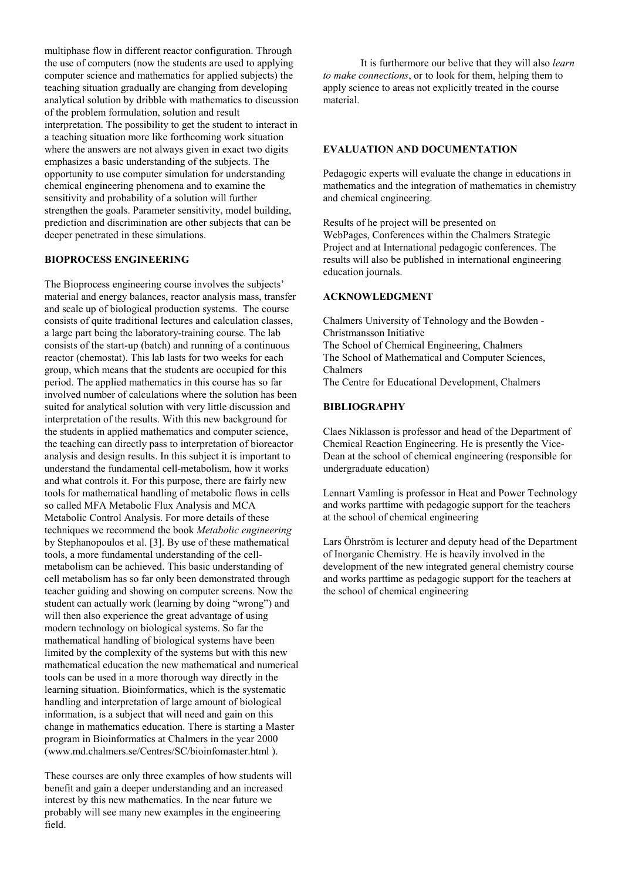multiphase flow in different reactor configuration. Through the use of computers (now the students are used to applying computer science and mathematics for applied subjects) the teaching situation gradually are changing from developing analytical solution by dribble with mathematics to discussion of the problem formulation, solution and result interpretation. The possibility to get the student to interact in a teaching situation more like forthcoming work situation where the answers are not always given in exact two digits emphasizes a basic understanding of the subjects. The opportunity to use computer simulation for understanding chemical engineering phenomena and to examine the sensitivity and probability of a solution will further strengthen the goals. Parameter sensitivity, model building, prediction and discrimination are other subjects that can be deeper penetrated in these simulations.

## BIOPROCESS ENGINEERING

The Bioprocess engineering course involves the subjects' material and energy balances, reactor analysis mass, transfer and scale up of biological production systems. The course consists of quite traditional lectures and calculation classes, a large part being the laboratory-training course. The lab consists of the start-up (batch) and running of a continuous reactor (chemostat). This lab lasts for two weeks for each group, which means that the students are occupied for this period. The applied mathematics in this course has so far involved number of calculations where the solution has been suited for analytical solution with very little discussion and interpretation of the results. With this new background for the students in applied mathematics and computer science, the teaching can directly pass to interpretation of bioreactor analysis and design results. In this subject it is important to understand the fundamental cell-metabolism, how it works and what controls it. For this purpose, there are fairly new tools for mathematical handling of metabolic flows in cells so called MFA Metabolic Flux Analysis and MCA Metabolic Control Analysis. For more details of these techniques we recommend the book *Metabolic engineering* by Stephanopoulos et al. [3]. By use of these mathematical tools, a more fundamental understanding of the cell-metabolism can be achieved. This basic understanding of cell metabolism has so far only been demonstrated through teacher guiding and showing on computer screens. Now the student can actually work (learning by doing "wrong") and will then also experience the great advantage of using modern technology on biological systems. So far the mathematical handling of biological systems have been limited by the complexity of the systems but with this new mathematical education the new mathematical and numerical tools can be used in a more thorough way directly in the learning situation. Bioinformatics, which is the systematic handling and interpretation of large amount of biological information, is a subject that will need and gain on this change in mathematics education. There is starting a Master program in Bioinformatics at Chalmers in the year 2000 (www.md.chalmers.se/Centres/SC/bioinfomaster.html ).

These courses are only three examples of how students will benefit and gain a deeper understanding and an increased interest by this new mathematics. In the near future we probably will see many new examples in the engineering field.

It is furthermore our belive that they will also *learn to make connections*, or to look for them, helping them to apply science to areas not explicitly treated in the course material.

## EVALUATION AND DOCUMENTATION

Pedagogic experts will evaluate the change in educations in mathematics and the integration of mathematics in chemistry and chemical engineering.

Results of he project will be presented on WebPages, Conferences within the Chalmers Strategic Project and at International pedagogic conferences. The results will also be published in international engineering education journals.

## ACKNOWLEDGMENT

Chalmers University of Tehnology and the Bowden - Christmansson Initiative
The School of Chemical Engineering, Chalmers
The School of Mathematical and Computer Sciences, Chalmers
The Centre for Educational Development, Chalmers

## BIBLIOGRAPHY

Claes Niklasson is professor and head of the Department of Chemical Reaction Engineering. He is presently the Vice-Dean at the school of chemical engineering (responsible for undergraduate education)

Lennart Vamling is professor in Heat and Power Technology and works parttime with pedagogic support for the teachers at the school of chemical engineering

Lars Öhrström is lecturer and deputy head of the Department of Inorganic Chemistry. He is heavily involved in the development of the new integrated general chemistry course and works parttime as pedagogic support for the teachers at the school of chemical engineering